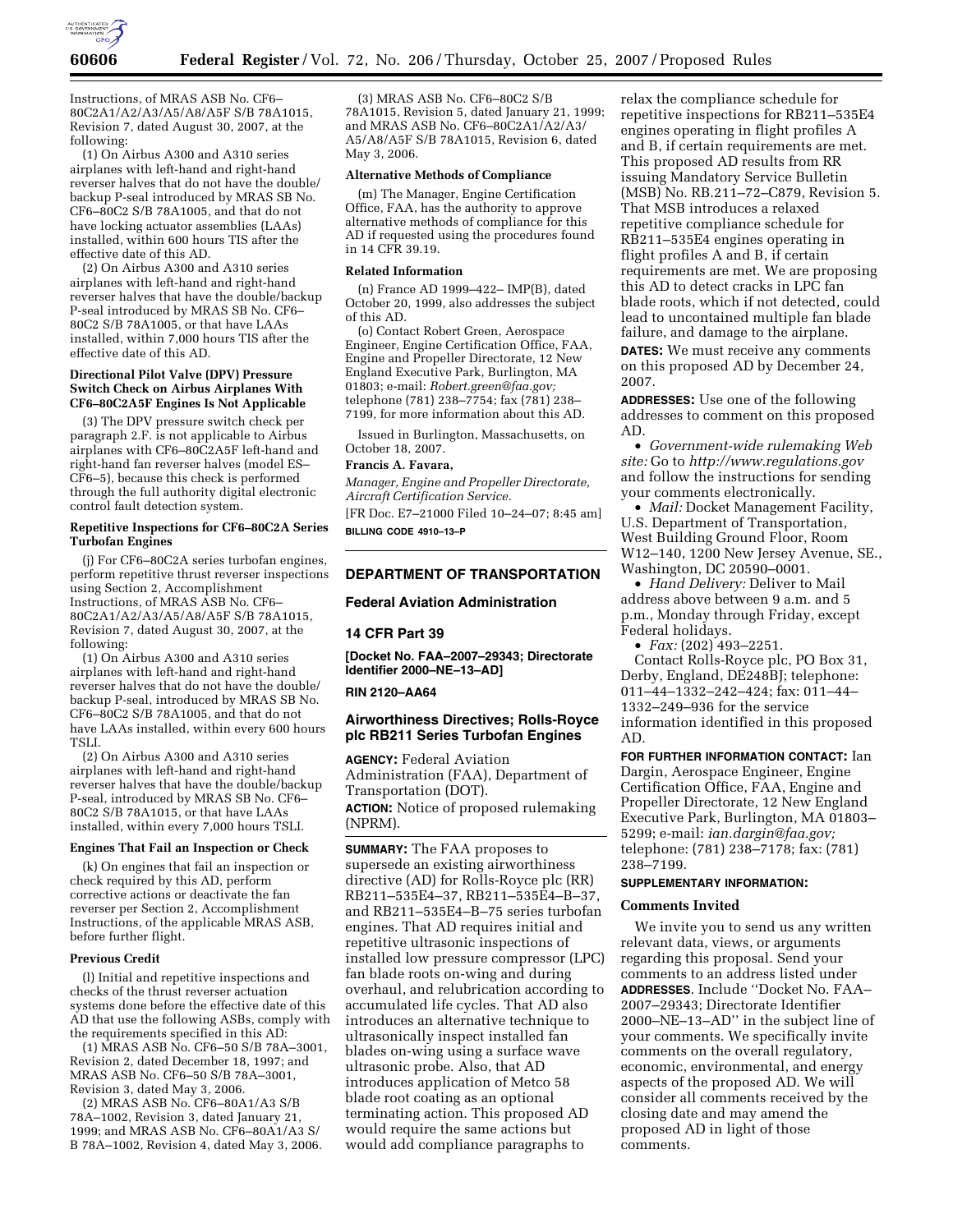Instructions, of MRAS ASB No. CF6–80C2A1/A2/A3/A5/A8/A5F S/B 78A1015, Revision 7, dated August 30, 2007, at the following:

(1) On Airbus A300 and A310 series airplanes with left-hand and right-hand reverser halves that do not have the double/backup P-seal introduced by MRAS SB No. CF6–80C2 S/B 78A1005, and that do not have locking actuator assemblies (LAAs) installed, within 600 hours TIS after the effective date of this AD.

(2) On Airbus A300 and A310 series airplanes with left-hand and right-hand reverser halves that have the double/backup P-seal introduced by MRAS SB No. CF6–80C2 S/B 78A1005, or that have LAAs installed, within 7,000 hours TIS after the effective date of this AD.

**Directional Pilot Valve (DPV) Pressure Switch Check on Airbus Airplanes With CF6–80C2A5F Engines Is Not Applicable**

(3) The DPV pressure switch check per paragraph 2.F. is not applicable to Airbus airplanes with CF6–80C2A5F left-hand and right-hand fan reverser halves (model ES–CF6–5), because this check is performed through the full authority digital electronic control fault detection system.

**Repetitive Inspections for CF6–80C2A Series Turbofan Engines**

(j) For CF6–80C2A series turbofan engines, perform repetitive thrust reverser inspections using Section 2, Accomplishment Instructions, of MRAS ASB No. CF6–80C2A1/A2/A3/A5/A8/A5F S/B 78A1015, Revision 7, dated August 30, 2007, at the following:

(1) On Airbus A300 and A310 series airplanes with left-hand and right-hand reverser halves that do not have the double/backup P-seal, introduced by MRAS SB No. CF6–80C2 S/B 78A1005, and that do not have LAAs installed, within every 600 hours TSLI.

(2) On Airbus A300 and A310 series airplanes with left-hand and right-hand reverser halves that have the double/backup P-seal, introduced by MRAS SB No. CF6–80C2 S/B 78A1015, or that have LAAs installed, within every 7,000 hours TSLI.

**Engines That Fail an Inspection or Check**

(k) On engines that fail an inspection or check required by this AD, perform corrective actions or deactivate the fan reverser per Section 2, Accomplishment Instructions, of the applicable MRAS ASB, before further flight.

**Previous Credit**

(l) Initial and repetitive inspections and checks of the thrust reverser actuation systems done before the effective date of this AD that use the following ASBs, comply with the requirements specified in this AD:

(1) MRAS ASB No. CF6–50 S/B 78A–3001, Revision 2, dated December 18, 1997; and MRAS ASB No. CF6–50 S/B 78A–3001, Revision 3, dated May 3, 2006.

(2) MRAS ASB No. CF6–80A1/A3 S/B 78A–1002, Revision 3, dated January 21, 1999; and MRAS ASB No. CF6–80A1/A3 S/B 78A–1002, Revision 4, dated May 3, 2006.

(3) MRAS ASB No. CF6–80C2 S/B 78A1015, Revision 5, dated January 21, 1999; and MRAS ASB No. CF6–80C2A1/A2/A3/A5/A8/A5F S/B 78A1015, Revision 6, dated May 3, 2006.

**Alternative Methods of Compliance**

(m) The Manager, Engine Certification Office, FAA, has the authority to approve alternative methods of compliance for this AD if requested using the procedures found in 14 CFR 39.19.

**Related Information**

(n) France AD 1999–422– IMP(B), dated October 20, 1999, also addresses the subject of this AD.

(o) Contact Robert Green, Aerospace Engineer, Engine Certification Office, FAA, Engine and Propeller Directorate, 12 New England Executive Park, Burlington, MA 01803; e-mail: *Robert.green@faa.gov;* telephone (781) 238–7754; fax (781) 238–7199, for more information about this AD.

Issued in Burlington, Massachusetts, on October 18, 2007.

**Francis A. Favara,**

*Manager, Engine and Propeller Directorate, Aircraft Certification Service.*

[FR Doc. E7–21000 Filed 10–24–07; 8:45 am]

**BILLING CODE 4910–13–P**

---

## DEPARTMENT OF TRANSPORTATION

### Federal Aviation Administration

### 14 CFR Part 39

**[Docket No. FAA–2007–29343; Directorate Identifier 2000–NE–13–AD]**

**RIN 2120–AA64**

### Airworthiness Directives; Rolls-Royce plc RB211 Series Turbofan Engines

**AGENCY:** Federal Aviation Administration (FAA), Department of Transportation (DOT).

**ACTION:** Notice of proposed rulemaking (NPRM).

**SUMMARY:** The FAA proposes to supersede an existing airworthiness directive (AD) for Rolls-Royce plc (RR) RB211–535E4–37, RB211–535E4–B–37, and RB211–535E4–B–75 series turbofan engines. That AD requires initial and repetitive ultrasonic inspections of installed low pressure compressor (LPC) fan blade roots on-wing and during overhaul, and relubrication according to accumulated life cycles. That AD also introduces an alternative technique to ultrasonically inspect installed fan blades on-wing using a surface wave ultrasonic probe. Also, that AD introduces application of Metco 58 blade root coating as an optional terminating action. This proposed AD would require the same actions but would add compliance paragraphs to relax the compliance schedule for repetitive inspections for RB211–535E4 engines operating in flight profiles A and B, if certain requirements are met. This proposed AD results from RR issuing Mandatory Service Bulletin (MSB) No. RB.211–72–C879, Revision 5. That MSB introduces a relaxed repetitive compliance schedule for RB211–535E4 engines operating in flight profiles A and B, if certain requirements are met. We are proposing this AD to detect cracks in LPC fan blade roots, which if not detected, could lead to uncontained multiple fan blade failure, and damage to the airplane.

**DATES:** We must receive any comments on this proposed AD by December 24, 2007.

**ADDRESSES:** Use one of the following addresses to comment on this proposed AD.

- *Government-wide rulemaking Web site:* Go to *http://www.regulations.gov* and follow the instructions for sending your comments electronically.
- *Mail:* Docket Management Facility, U.S. Department of Transportation, West Building Ground Floor, Room W12–140, 1200 New Jersey Avenue, SE., Washington, DC 20590–0001.
- *Hand Delivery:* Deliver to Mail address above between 9 a.m. and 5 p.m., Monday through Friday, except Federal holidays.
- *Fax:* (202) 493–2251.

Contact Rolls-Royce plc, PO Box 31, Derby, England, DE248BJ; telephone: 011–44–1332–242–424; fax: 011–44–1332–249–936 for the service information identified in this proposed AD.

**FOR FURTHER INFORMATION CONTACT:** Ian Dargin, Aerospace Engineer, Engine Certification Office, FAA, Engine and Propeller Directorate, 12 New England Executive Park, Burlington, MA 01803–5299; e-mail: *ian.dargin@faa.gov;* telephone: (781) 238–7178; fax: (781) 238–7199.

**SUPPLEMENTARY INFORMATION:**

**Comments Invited**

We invite you to send us any written relevant data, views, or arguments regarding this proposal. Send your comments to an address listed under **ADDRESSES**. Include "Docket No. FAA–2007–29343; Directorate Identifier 2000–NE–13–AD" in the subject line of your comments. We specifically invite comments on the overall regulatory, economic, environmental, and energy aspects of the proposed AD. We will consider all comments received by the closing date and may amend the proposed AD in light of those comments.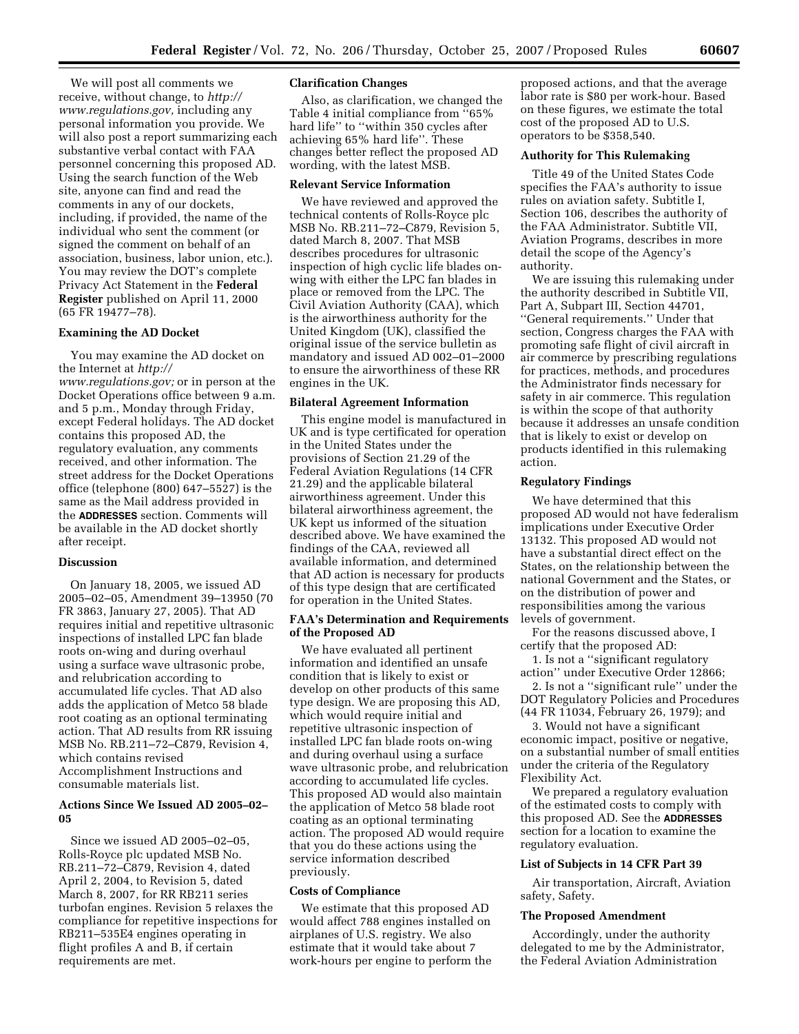We will post all comments we receive, without change, to *http://www.regulations.gov,* including any personal information you provide. We will also post a report summarizing each substantive verbal contact with FAA personnel concerning this proposed AD. Using the search function of the Web site, anyone can find and read the comments in any of our dockets, including, if provided, the name of the individual who sent the comment (or signed the comment on behalf of an association, business, labor union, etc.). You may review the DOT's complete Privacy Act Statement in the **Federal Register** published on April 11, 2000 (65 FR 19477–78).

**Examining the AD Docket**

You may examine the AD docket on the Internet at *http://www.regulations.gov;* or in person at the Docket Operations office between 9 a.m. and 5 p.m., Monday through Friday, except Federal holidays. The AD docket contains this proposed AD, the regulatory evaluation, any comments received, and other information. The street address for the Docket Operations office (telephone (800) 647–5527) is the same as the Mail address provided in the **ADDRESSES** section. Comments will be available in the AD docket shortly after receipt.

**Discussion**

On January 18, 2005, we issued AD 2005–02–05, Amendment 39–13950 (70 FR 3863, January 27, 2005). That AD requires initial and repetitive ultrasonic inspections of installed LPC fan blade roots on-wing and during overhaul using a surface wave ultrasonic probe, and relubrication according to accumulated life cycles. That AD also adds the application of Metco 58 blade root coating as an optional terminating action. That AD results from RR issuing MSB No. RB.211–72–C879, Revision 4, which contains revised Accomplishment Instructions and consumable materials list.

**Actions Since We Issued AD 2005–02–05**

Since we issued AD 2005–02–05, Rolls-Royce plc updated MSB No. RB.211–72–C879, Revision 4, dated April 2, 2004, to Revision 5, dated March 8, 2007, for RR RB211 series turbofan engines. Revision 5 relaxes the compliance for repetitive inspections for RB211–535E4 engines operating in flight profiles A and B, if certain requirements are met.

**Clarification Changes**

Also, as clarification, we changed the Table 4 initial compliance from ''65% hard life'' to ''within 350 cycles after achieving 65% hard life''. These changes better reflect the proposed AD wording, with the latest MSB.

**Relevant Service Information**

We have reviewed and approved the technical contents of Rolls-Royce plc MSB No. RB.211–72–C879, Revision 5, dated March 8, 2007. That MSB describes procedures for ultrasonic inspection of high cyclic life blades on-wing with either the LPC fan blades in place or removed from the LPC. The Civil Aviation Authority (CAA), which is the airworthiness authority for the United Kingdom (UK), classified the original issue of the service bulletin as mandatory and issued AD 002–01–2000 to ensure the airworthiness of these RR engines in the UK.

**Bilateral Agreement Information**

This engine model is manufactured in UK and is type certificated for operation in the United States under the provisions of Section 21.29 of the Federal Aviation Regulations (14 CFR 21.29) and the applicable bilateral airworthiness agreement. Under this bilateral airworthiness agreement, the UK kept us informed of the situation described above. We have examined the findings of the CAA, reviewed all available information, and determined that AD action is necessary for products of this type design that are certificated for operation in the United States.

**FAA's Determination and Requirements of the Proposed AD**

We have evaluated all pertinent information and identified an unsafe condition that is likely to exist or develop on other products of this same type design. We are proposing this AD, which would require initial and repetitive ultrasonic inspection of installed LPC fan blade roots on-wing and during overhaul using a surface wave ultrasonic probe, and relubrication according to accumulated life cycles. This proposed AD would also maintain the application of Metco 58 blade root coating as an optional terminating action. The proposed AD would require that you do these actions using the service information described previously.

**Costs of Compliance**

We estimate that this proposed AD would affect 788 engines installed on airplanes of U.S. registry. We also estimate that it would take about 7 work-hours per engine to perform the proposed actions, and that the average labor rate is $80 per work-hour. Based on these figures, we estimate the total cost of the proposed AD to U.S. operators to be $358,540.

**Authority for This Rulemaking**

Title 49 of the United States Code specifies the FAA's authority to issue rules on aviation safety. Subtitle I, Section 106, describes the authority of the FAA Administrator. Subtitle VII, Aviation Programs, describes in more detail the scope of the Agency's authority.

We are issuing this rulemaking under the authority described in Subtitle VII, Part A, Subpart III, Section 44701, ''General requirements.'' Under that section, Congress charges the FAA with promoting safe flight of civil aircraft in air commerce by prescribing regulations for practices, methods, and procedures the Administrator finds necessary for safety in air commerce. This regulation is within the scope of that authority because it addresses an unsafe condition that is likely to exist or develop on products identified in this rulemaking action.

**Regulatory Findings**

We have determined that this proposed AD would not have federalism implications under Executive Order 13132. This proposed AD would not have a substantial direct effect on the States, on the relationship between the national Government and the States, or on the distribution of power and responsibilities among the various levels of government.

For the reasons discussed above, I certify that the proposed AD:

1. Is not a ''significant regulatory action'' under Executive Order 12866;

2. Is not a ''significant rule'' under the DOT Regulatory Policies and Procedures (44 FR 11034, February 26, 1979); and

3. Would not have a significant economic impact, positive or negative, on a substantial number of small entities under the criteria of the Regulatory Flexibility Act.

We prepared a regulatory evaluation of the estimated costs to comply with this proposed AD. See the **ADDRESSES** section for a location to examine the regulatory evaluation.

**List of Subjects in 14 CFR Part 39**

Air transportation, Aircraft, Aviation safety, Safety.

**The Proposed Amendment**

Accordingly, under the authority delegated to me by the Administrator, the Federal Aviation Administration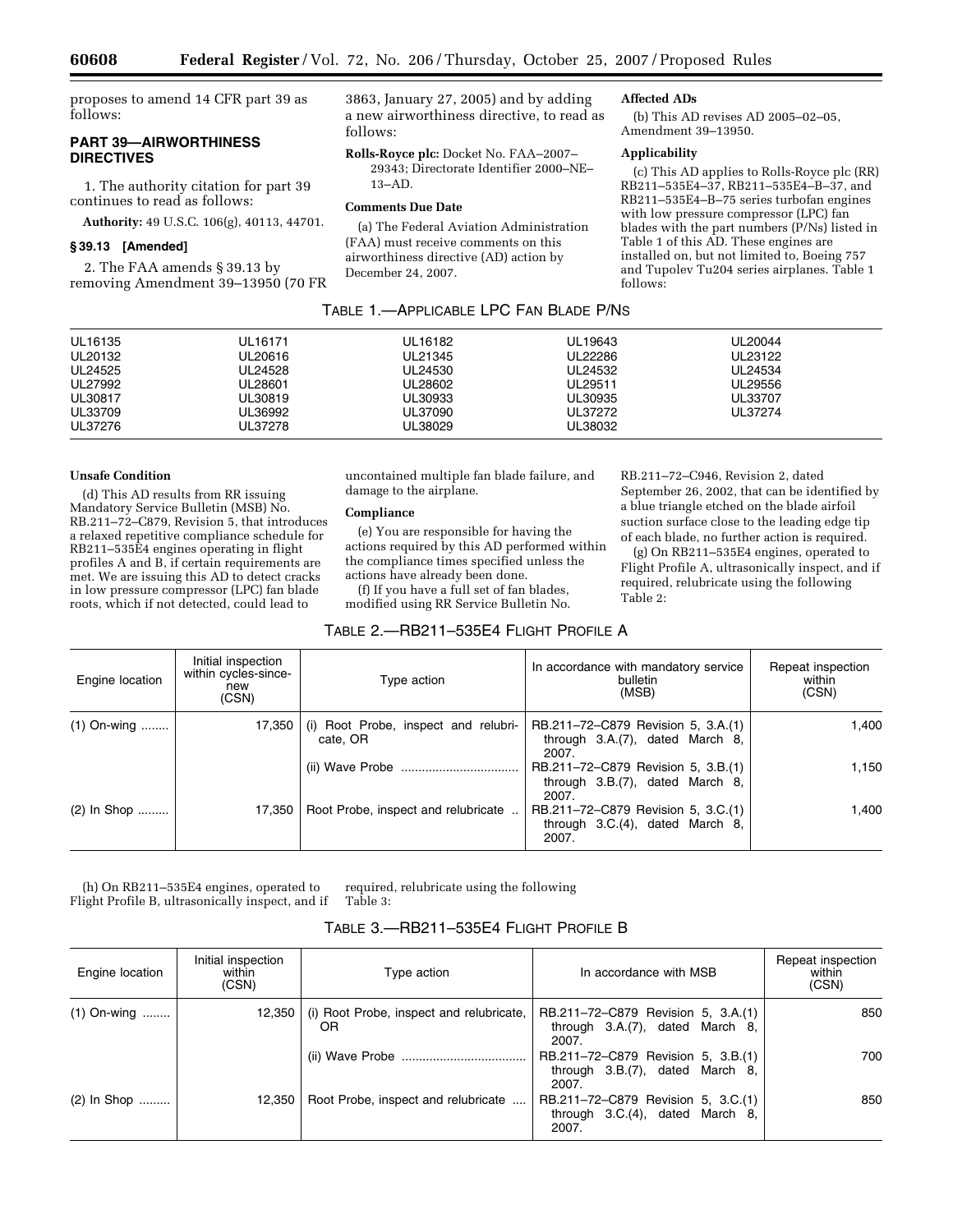proposes to amend 14 CFR part 39 as follows:

## PART 39—AIRWORTHINESS DIRECTIVES

1. The authority citation for part 39 continues to read as follows:

**Authority:** 49 U.S.C. 106(g), 40113, 44701.

### § 39.13 [Amended]

2. The FAA amends § 39.13 by removing Amendment 39–13950 (70 FR 3863, January 27, 2005) and by adding a new airworthiness directive, to read as follows:

**Rolls-Royce plc:** Docket No. FAA–2007–29343; Directorate Identifier 2000–NE–13–AD.

**Comments Due Date**

(a) The Federal Aviation Administration (FAA) must receive comments on this airworthiness directive (AD) action by December 24, 2007.

**Affected ADs**

(b) This AD revises AD 2005–02–05, Amendment 39–13950.

**Applicability**

(c) This AD applies to Rolls-Royce plc (RR) RB211–535E4–37, RB211–535E4–B–37, and RB211–535E4–B–75 series turbofan engines with low pressure compressor (LPC) fan blades with the part numbers (P/Ns) listed in Table 1 of this AD. These engines are installed on, but not limited to, Boeing 757 and Tupolev Tu204 series airplanes. Table 1 follows:

TABLE 1.—APPLICABLE LPC FAN BLADE P/NS

| | | | | |
|---|---|---|---|---|
| UL16135 | UL16171 | UL16182 | UL19643 | UL20044 |
| UL20132 | UL20616 | UL21345 | UL22286 | UL23122 |
| UL24525 | UL24528 | UL24530 | UL24532 | UL24534 |
| UL27992 | UL28601 | UL28602 | UL29511 | UL29556 |
| UL30817 | UL30819 | UL30933 | UL30935 | UL33707 |
| UL33709 | UL36992 | UL37090 | UL37272 | UL37274 |
| UL37276 | UL37278 | UL38029 | UL38032 | |

**Unsafe Condition**

(d) This AD results from RR issuing Mandatory Service Bulletin (MSB) No. RB.211–72–C879, Revision 5, that introduces a relaxed repetitive compliance schedule for RB211–535E4 engines operating in flight profiles A and B, if certain requirements are met. We are issuing this AD to detect cracks in low pressure compressor (LPC) fan blade roots, which if not detected, could lead to uncontained multiple fan blade failure, and damage to the airplane.

**Compliance**

(e) You are responsible for having the actions required by this AD performed within the compliance times specified unless the actions have already been done.

(f) If you have a full set of fan blades, modified using RR Service Bulletin No. RB.211–72–C946, Revision 2, dated September 26, 2002, that can be identified by a blue triangle etched on the blade airfoil suction surface close to the leading edge tip of each blade, no further action is required.

(g) On RB211–535E4 engines, operated to Flight Profile A, ultrasonically inspect, and if required, relubricate using the following Table 2:

TABLE 2.—RB211–535E4 FLIGHT PROFILE A

| Engine location | Initial inspection within cycles-since-new (CSN) | Type action | In accordance with mandatory service bulletin (MSB) | Repeat inspection within (CSN) |
|---|---|---|---|---|
| (1) On-wing | 17,350 | (i) Root Probe, inspect and relubricate, OR | RB.211–72–C879 Revision 5, 3.A.(1) through 3.A.(7), dated March 8, 2007. | 1,400 |
| | | (ii) Wave Probe | RB.211–72–C879 Revision 5, 3.B.(1) through 3.B.(7), dated March 8, 2007. | 1,150 |
| (2) In Shop | 17,350 | Root Probe, inspect and relubricate | RB.211–72–C879 Revision 5, 3.C.(1) through 3.C.(4), dated March 8, 2007. | 1,400 |

(h) On RB211–535E4 engines, operated to Flight Profile B, ultrasonically inspect, and if required, relubricate using the following Table 3:

TABLE 3.—RB211–535E4 FLIGHT PROFILE B

| Engine location | Initial inspection within (CSN) | Type action | In accordance with MSB | Repeat inspection within (CSN) |
|---|---|---|---|---|
| (1) On-wing | 12,350 | (i) Root Probe, inspect and relubricate, OR | RB.211–72–C879 Revision 5, 3.A.(1) through 3.A.(7), dated March 8, 2007. | 850 |
| | | (ii) Wave Probe | RB.211–72–C879 Revision 5, 3.B.(1) through 3.B.(7), dated March 8, 2007. | 700 |
| (2) In Shop | 12,350 | Root Probe, inspect and relubricate | RB.211–72–C879 Revision 5, 3.C.(1) through 3.C.(4), dated March 8, 2007. | 850 |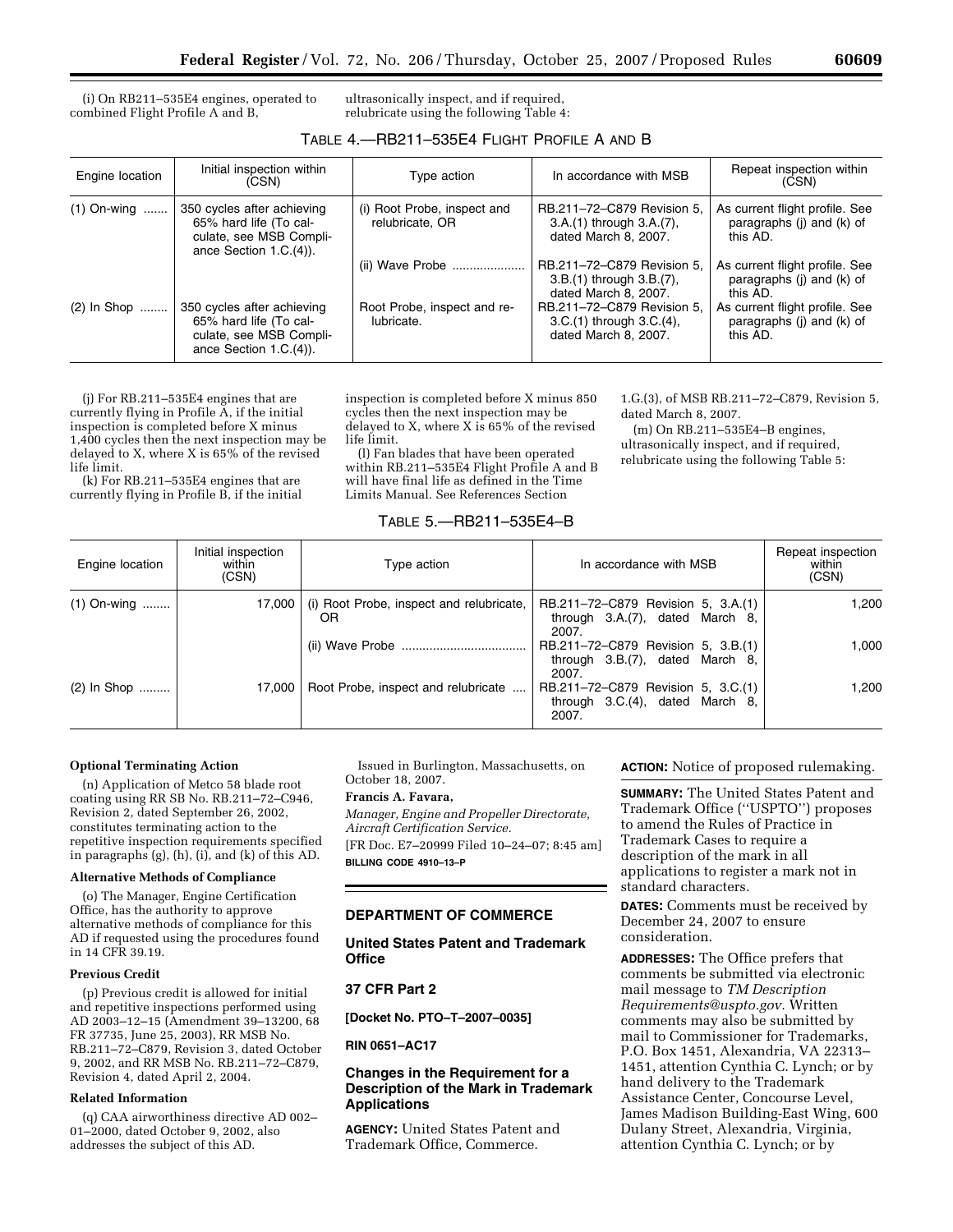(i) On RB211–535E4 engines, operated to combined Flight Profile A and B, ultrasonically inspect, and if required, relubricate using the following Table 4:

TABLE 4.—RB211–535E4 FLIGHT PROFILE A AND B

| Engine location | Initial inspection within (CSN) | Type action | In accordance with MSB | Repeat inspection within (CSN) |
|---|---|---|---|---|
| (1) On-wing ....... | 350 cycles after achieving 65% hard life (To calculate, see MSB Compliance Section 1.C.(4)). | (i) Root Probe, inspect and relubricate, OR | RB.211–72–C879 Revision 5, 3.A.(1) through 3.A.(7), dated March 8, 2007. | As current flight profile. See paragraphs (j) and (k) of this AD. |
| | | (ii) Wave Probe ..................... | RB.211–72–C879 Revision 5, 3.B.(1) through 3.B.(7), dated March 8, 2007. | As current flight profile. See paragraphs (j) and (k) of this AD. |
| (2) In Shop ........ | 350 cycles after achieving 65% hard life (To calculate, see MSB Compliance Section 1.C.(4)). | Root Probe, inspect and relubricate. | RB.211–72–C879 Revision 5, 3.C.(1) through 3.C.(4), dated March 8, 2007. | As current flight profile. See paragraphs (j) and (k) of this AD. |

(j) For RB.211–535E4 engines that are currently flying in Profile A, if the initial inspection is completed before X minus 1,400 cycles then the next inspection may be delayed to X, where X is 65% of the revised life limit.

(k) For RB.211–535E4 engines that are currently flying in Profile B, if the initial inspection is completed before X minus 850 cycles then the next inspection may be delayed to X, where X is 65% of the revised life limit.

(l) Fan blades that have been operated within RB.211–535E4 Flight Profile A and B will have final life as defined in the Time Limits Manual. See References Section 1.G.(3), of MSB RB.211–72–C879, Revision 5, dated March 8, 2007.

(m) On RB.211–535E4–B engines, ultrasonically inspect, and if required, relubricate using the following Table 5:

TABLE 5.—RB211–535E4–B

| Engine location | Initial inspection within (CSN) | Type action | In accordance with MSB | Repeat inspection within (CSN) |
|---|---|---|---|---|
| (1) On-wing ........ | 17,000 | (i) Root Probe, inspect and relubricate, OR | RB.211–72–C879 Revision 5, 3.A.(1) through 3.A.(7), dated March 8, 2007. | 1,200 |
| | | (ii) Wave Probe .................................... | RB.211–72–C879 Revision 5, 3.B.(1) through 3.B.(7), dated March 8, 2007. | 1,000 |
| (2) In Shop ......... | 17,000 | Root Probe, inspect and relubricate .... | RB.211–72–C879 Revision 5, 3.C.(1) through 3.C.(4), dated March 8, 2007. | 1,200 |

**Optional Terminating Action**

(n) Application of Metco 58 blade root coating using RR SB No. RB.211–72–C946, Revision 2, dated September 26, 2002, constitutes terminating action to the repetitive inspection requirements specified in paragraphs (g), (h), (i), and (k) of this AD.

**Alternative Methods of Compliance**

(o) The Manager, Engine Certification Office, has the authority to approve alternative methods of compliance for this AD if requested using the procedures found in 14 CFR 39.19.

**Previous Credit**

(p) Previous credit is allowed for initial and repetitive inspections performed using AD 2003–12–15 (Amendment 39–13200, 68 FR 37735, June 25, 2003), RR MSB No. RB.211–72–C879, Revision 3, dated October 9, 2002, and RR MSB No. RB.211–72–C879, Revision 4, dated April 2, 2004.

**Related Information**

(q) CAA airworthiness directive AD 002–01–2000, dated October 9, 2002, also addresses the subject of this AD.

Issued in Burlington, Massachusetts, on October 18, 2007.

**Francis A. Favara,**

*Manager, Engine and Propeller Directorate, Aircraft Certification Service.*

[FR Doc. E7–20999 Filed 10–24–07; 8:45 am]

**BILLING CODE 4910–13–P**

## DEPARTMENT OF COMMERCE

### United States Patent and Trademark Office

### 37 CFR Part 2

**[Docket No. PTO–T–2007–0035]**

**RIN 0651–AC17**

### Changes in the Requirement for a Description of the Mark in Trademark Applications

**AGENCY:** United States Patent and Trademark Office, Commerce.

**ACTION:** Notice of proposed rulemaking.

**SUMMARY:** The United States Patent and Trademark Office (''USPTO'') proposes to amend the Rules of Practice in Trademark Cases to require a description of the mark in all applications to register a mark not in standard characters.

**DATES:** Comments must be received by December 24, 2007 to ensure consideration.

**ADDRESSES:** The Office prefers that comments be submitted via electronic mail message to *TM Description Requirements@uspto.gov.* Written comments may also be submitted by mail to Commissioner for Trademarks, P.O. Box 1451, Alexandria, VA 22313–1451, attention Cynthia C. Lynch; or by hand delivery to the Trademark Assistance Center, Concourse Level, James Madison Building-East Wing, 600 Dulany Street, Alexandria, Virginia, attention Cynthia C. Lynch; or by